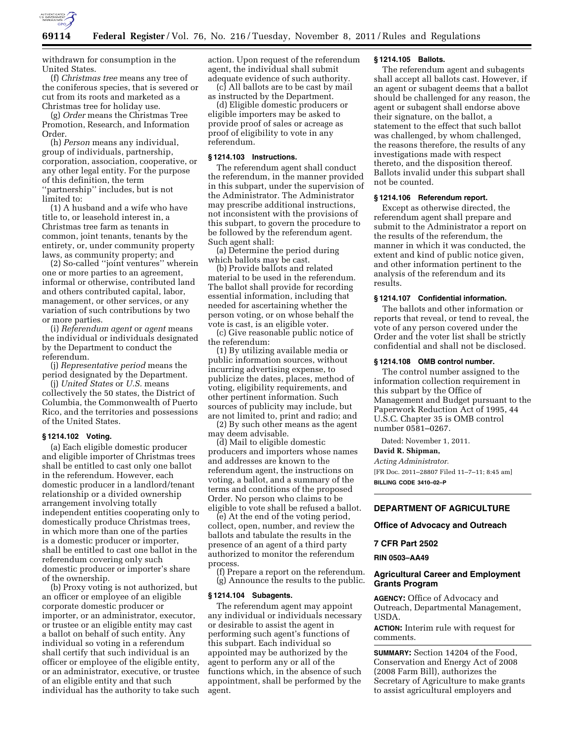withdrawn for consumption in the United States.

(f) *Christmas tree* means any tree of the coniferous species, that is severed or cut from its roots and marketed as a Christmas tree for holiday use.

(g) *Order* means the Christmas Tree Promotion, Research, and Information Order.

(h) *Person* means any individual, group of individuals, partnership, corporation, association, cooperative, or any other legal entity. For the purpose of this definition, the term ''partnership'' includes, but is not limited to:

(1) A husband and a wife who have title to, or leasehold interest in, a Christmas tree farm as tenants in common, joint tenants, tenants by the entirety, or, under community property laws, as community property; and

(2) So-called ''joint ventures'' wherein one or more parties to an agreement, informal or otherwise, contributed land and others contributed capital, labor, management, or other services, or any variation of such contributions by two or more parties.

(i) *Referendum agent* or *agent* means the individual or individuals designated by the Department to conduct the referendum.

(j) *Representative period* means the period designated by the Department.

(j) *United States* or *U.S.* means collectively the 50 states, the District of Columbia, the Commonwealth of Puerto Rico, and the territories and possessions of the United States.

**§ 1214.102 Voting.**

(a) Each eligible domestic producer and eligible importer of Christmas trees shall be entitled to cast only one ballot in the referendum. However, each domestic producer in a landlord/tenant relationship or a divided ownership arrangement involving totally independent entities cooperating only to domestically produce Christmas trees, in which more than one of the parties is a domestic producer or importer, shall be entitled to cast one ballot in the referendum covering only such domestic producer or importer's share of the ownership.

(b) Proxy voting is not authorized, but an officer or employee of an eligible corporate domestic producer or importer, or an administrator, executor, or trustee or an eligible entity may cast a ballot on behalf of such entity. Any individual so voting in a referendum shall certify that such individual is an officer or employee of the eligible entity, or an administrator, executive, or trustee of an eligible entity and that such individual has the authority to take such action. Upon request of the referendum agent, the individual shall submit adequate evidence of such authority.

(c) All ballots are to be cast by mail as instructed by the Department.

(d) Eligible domestic producers or eligible importers may be asked to provide proof of sales or acreage as proof of eligibility to vote in any referendum.

**§ 1214.103 Instructions.**

The referendum agent shall conduct the referendum, in the manner provided in this subpart, under the supervision of the Administrator. The Administrator may prescribe additional instructions, not inconsistent with the provisions of this subpart, to govern the procedure to be followed by the referendum agent. Such agent shall:

(a) Determine the period during which ballots may be cast.

(b) Provide ballots and related material to be used in the referendum. The ballot shall provide for recording essential information, including that needed for ascertaining whether the person voting, or on whose behalf the vote is cast, is an eligible voter.

(c) Give reasonable public notice of the referendum:

(1) By utilizing available media or public information sources, without incurring advertising expense, to publicize the dates, places, method of voting, eligibility requirements, and other pertinent information. Such sources of publicity may include, but are not limited to, print and radio; and

(2) By such other means as the agent may deem advisable.

(d) Mail to eligible domestic producers and importers whose names and addresses are known to the referendum agent, the instructions on voting, a ballot, and a summary of the terms and conditions of the proposed Order. No person who claims to be eligible to vote shall be refused a ballot.

(e) At the end of the voting period, collect, open, number, and review the ballots and tabulate the results in the presence of an agent of a third party authorized to monitor the referendum process.

(f) Prepare a report on the referendum.

(g) Announce the results to the public.

**§ 1214.104 Subagents.**

The referendum agent may appoint any individual or individuals necessary or desirable to assist the agent in performing such agent's functions of this subpart. Each individual so appointed may be authorized by the agent to perform any or all of the functions which, in the absence of such appointment, shall be performed by the agent.

**§ 1214.105 Ballots.**

The referendum agent and subagents shall accept all ballots cast. However, if an agent or subagent deems that a ballot should be challenged for any reason, the agent or subagent shall endorse above their signature, on the ballot, a statement to the effect that such ballot was challenged, by whom challenged, the reasons therefore, the results of any investigations made with respect thereto, and the disposition thereof. Ballots invalid under this subpart shall not be counted.

**§ 1214.106 Referendum report.**

Except as otherwise directed, the referendum agent shall prepare and submit to the Administrator a report on the results of the referendum, the manner in which it was conducted, the extent and kind of public notice given, and other information pertinent to the analysis of the referendum and its results.

**§ 1214.107 Confidential information.**

The ballots and other information or reports that reveal, or tend to reveal, the vote of any person covered under the Order and the voter list shall be strictly confidential and shall not be disclosed.

**§ 1214.108 OMB control number.**

The control number assigned to the information collection requirement in this subpart by the Office of Management and Budget pursuant to the Paperwork Reduction Act of 1995, 44 U.S.C. Chapter 35 is OMB control number 0581–0267.

Dated: November 1, 2011.

**David R. Shipman,**

*Acting Administrator.*

[FR Doc. 2011–28807 Filed 11–7–11; 8:45 am]

**BILLING CODE 3410–02–P**

---

## DEPARTMENT OF AGRICULTURE

### Office of Advocacy and Outreach

### 7 CFR Part 2502

**RIN 0503–AA49**

### Agricultural Career and Employment Grants Program

**AGENCY:** Office of Advocacy and Outreach, Departmental Management, USDA.

**ACTION:** Interim rule with request for comments.

**SUMMARY:** Section 14204 of the Food, Conservation and Energy Act of 2008 (2008 Farm Bill), authorizes the Secretary of Agriculture to make grants to assist agricultural employers and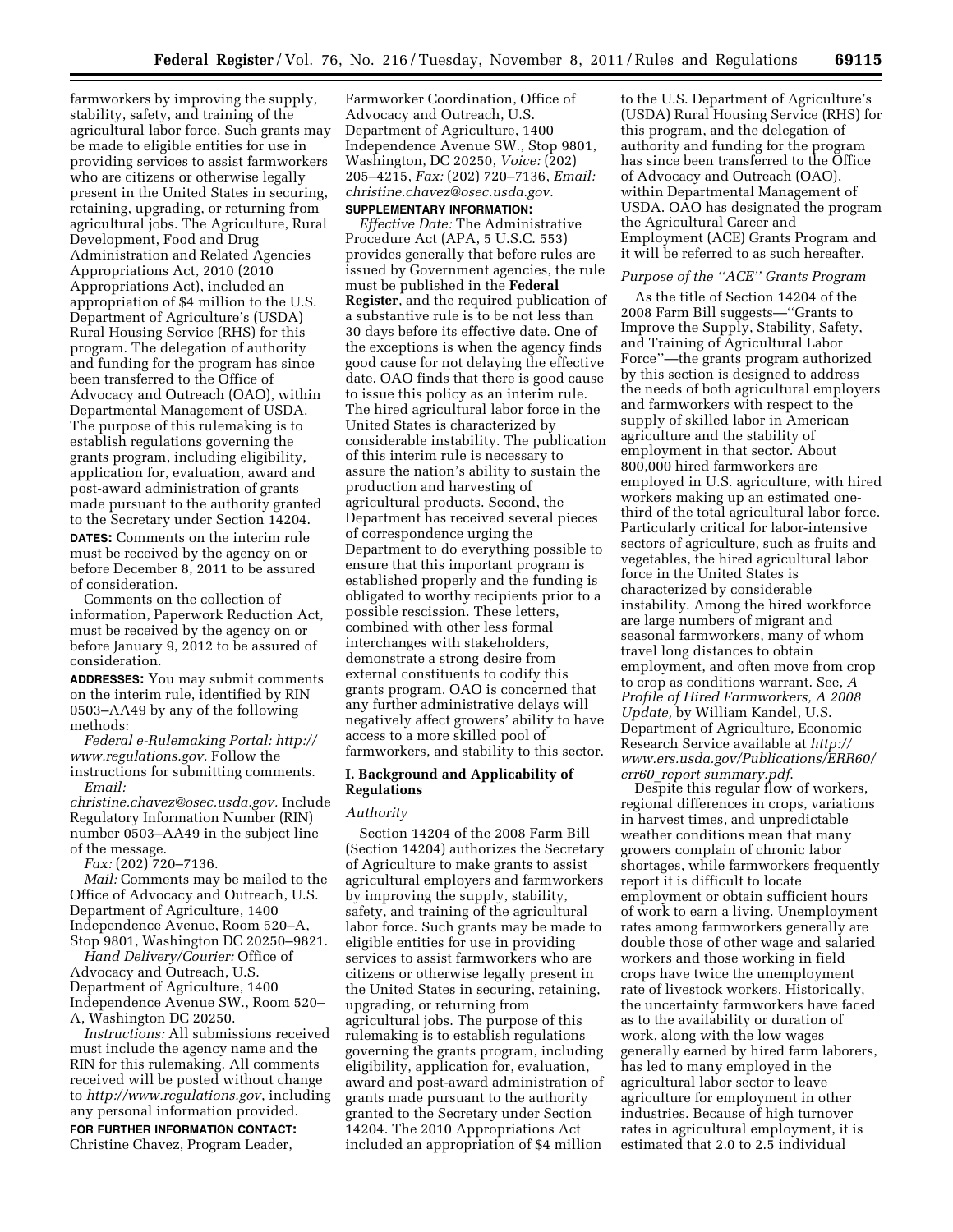farmworkers by improving the supply, stability, safety, and training of the agricultural labor force. Such grants may be made to eligible entities for use in providing services to assist farmworkers who are citizens or otherwise legally present in the United States in securing, retaining, upgrading, or returning from agricultural jobs. The Agriculture, Rural Development, Food and Drug Administration and Related Agencies Appropriations Act, 2010 (2010 Appropriations Act), included an appropriation of $4 million to the U.S. Department of Agriculture's (USDA) Rural Housing Service (RHS) for this program. The delegation of authority and funding for the program has since been transferred to the Office of Advocacy and Outreach (OAO), within Departmental Management of USDA. The purpose of this rulemaking is to establish regulations governing the grants program, including eligibility, application for, evaluation, award and post-award administration of grants made pursuant to the authority granted to the Secretary under Section 14204.

**DATES:** Comments on the interim rule must be received by the agency on or before December 8, 2011 to be assured of consideration.

Comments on the collection of information, Paperwork Reduction Act, must be received by the agency on or before January 9, 2012 to be assured of consideration.

**ADDRESSES:** You may submit comments on the interim rule, identified by RIN 0503–AA49 by any of the following methods:

*Federal e-Rulemaking Portal: http://www.regulations.gov.* Follow the instructions for submitting comments.

*Email: christine.chavez@osec.usda.gov.* Include Regulatory Information Number (RIN) number 0503–AA49 in the subject line of the message.

*Fax:* (202) 720–7136.

*Mail:* Comments may be mailed to the Office of Advocacy and Outreach, U.S. Department of Agriculture, 1400 Independence Avenue, Room 520–A, Stop 9801, Washington DC 20250–9821.

*Hand Delivery/Courier:* Office of Advocacy and Outreach, U.S. Department of Agriculture, 1400 Independence Avenue SW., Room 520–A, Washington DC 20250.

*Instructions:* All submissions received must include the agency name and the RIN for this rulemaking. All comments received will be posted without change to *http://www.regulations.gov*, including any personal information provided.

**FOR FURTHER INFORMATION CONTACT:** Christine Chavez, Program Leader, Farmworker Coordination, Office of Advocacy and Outreach, U.S. Department of Agriculture, 1400 Independence Avenue SW., Stop 9801, Washington, DC 20250, *Voice:* (202) 205–4215, *Fax:* (202) 720–7136, *Email: christine.chavez@osec.usda.gov.*

**SUPPLEMENTARY INFORMATION:**

*Effective Date:* The Administrative Procedure Act (APA, 5 U.S.C. 553) provides generally that before rules are issued by Government agencies, the rule must be published in the **Federal Register**, and the required publication of a substantive rule is to be not less than 30 days before its effective date. One of the exceptions is when the agency finds good cause for not delaying the effective date. OAO finds that there is good cause to issue this policy as an interim rule. The hired agricultural labor force in the United States is characterized by considerable instability. The publication of this interim rule is necessary to assure the nation's ability to sustain the production and harvesting of agricultural products. Second, the Department has received several pieces of correspondence urging the Department to do everything possible to ensure that this important program is established properly and the funding is obligated to worthy recipients prior to a possible rescission. These letters, combined with other less formal interchanges with stakeholders, demonstrate a strong desire from external constituents to codify this grants program. OAO is concerned that any further administrative delays will negatively affect growers' ability to have access to a more skilled pool of farmworkers, and stability to this sector.

## I. Background and Applicability of Regulations

*Authority*

Section 14204 of the 2008 Farm Bill (Section 14204) authorizes the Secretary of Agriculture to make grants to assist agricultural employers and farmworkers by improving the supply, stability, safety, and training of the agricultural labor force. Such grants may be made to eligible entities for use in providing services to assist farmworkers who are citizens or otherwise legally present in the United States in securing, retaining, upgrading, or returning from agricultural jobs. The purpose of this rulemaking is to establish regulations governing the grants program, including eligibility, application for, evaluation, award and post-award administration of grants made pursuant to the authority granted to the Secretary under Section 14204. The 2010 Appropriations Act included an appropriation of $4 million to the U.S. Department of Agriculture's (USDA) Rural Housing Service (RHS) for this program, and the delegation of authority and funding for the program has since been transferred to the Office of Advocacy and Outreach (OAO), within Departmental Management of USDA. OAO has designated the program the Agricultural Career and Employment (ACE) Grants Program and it will be referred to as such hereafter.

*Purpose of the "ACE" Grants Program*

As the title of Section 14204 of the 2008 Farm Bill suggests—"Grants to Improve the Supply, Stability, Safety, and Training of Agricultural Labor Force"—the grants program authorized by this section is designed to address the needs of both agricultural employers and farmworkers with respect to the supply of skilled labor in American agriculture and the stability of employment in that sector. About 800,000 hired farmworkers are employed in U.S. agriculture, with hired workers making up an estimated one-third of the total agricultural labor force. Particularly critical for labor-intensive sectors of agriculture, such as fruits and vegetables, the hired agricultural labor force in the United States is characterized by considerable instability. Among the hired workforce are large numbers of migrant and seasonal farmworkers, many of whom travel long distances to obtain employment, and often move from crop to crop as conditions warrant. See, *A Profile of Hired Farmworkers, A 2008 Update,* by William Kandel, U.S. Department of Agriculture, Economic Research Service available at *http://www.ers.usda.gov/Publications/ERR60/err60_report summary.pdf.*

Despite this regular flow of workers, regional differences in crops, variations in harvest times, and unpredictable weather conditions mean that many growers complain of chronic labor shortages, while farmworkers frequently report it is difficult to locate employment or obtain sufficient hours of work to earn a living. Unemployment rates among farmworkers generally are double those of other wage and salaried workers and those working in field crops have twice the unemployment rate of livestock workers. Historically, the uncertainty farmworkers have faced as to the availability or duration of work, along with the low wages generally earned by hired farm laborers, has led to many employed in the agricultural labor sector to leave agriculture for employment in other industries. Because of high turnover rates in agricultural employment, it is estimated that 2.0 to 2.5 individual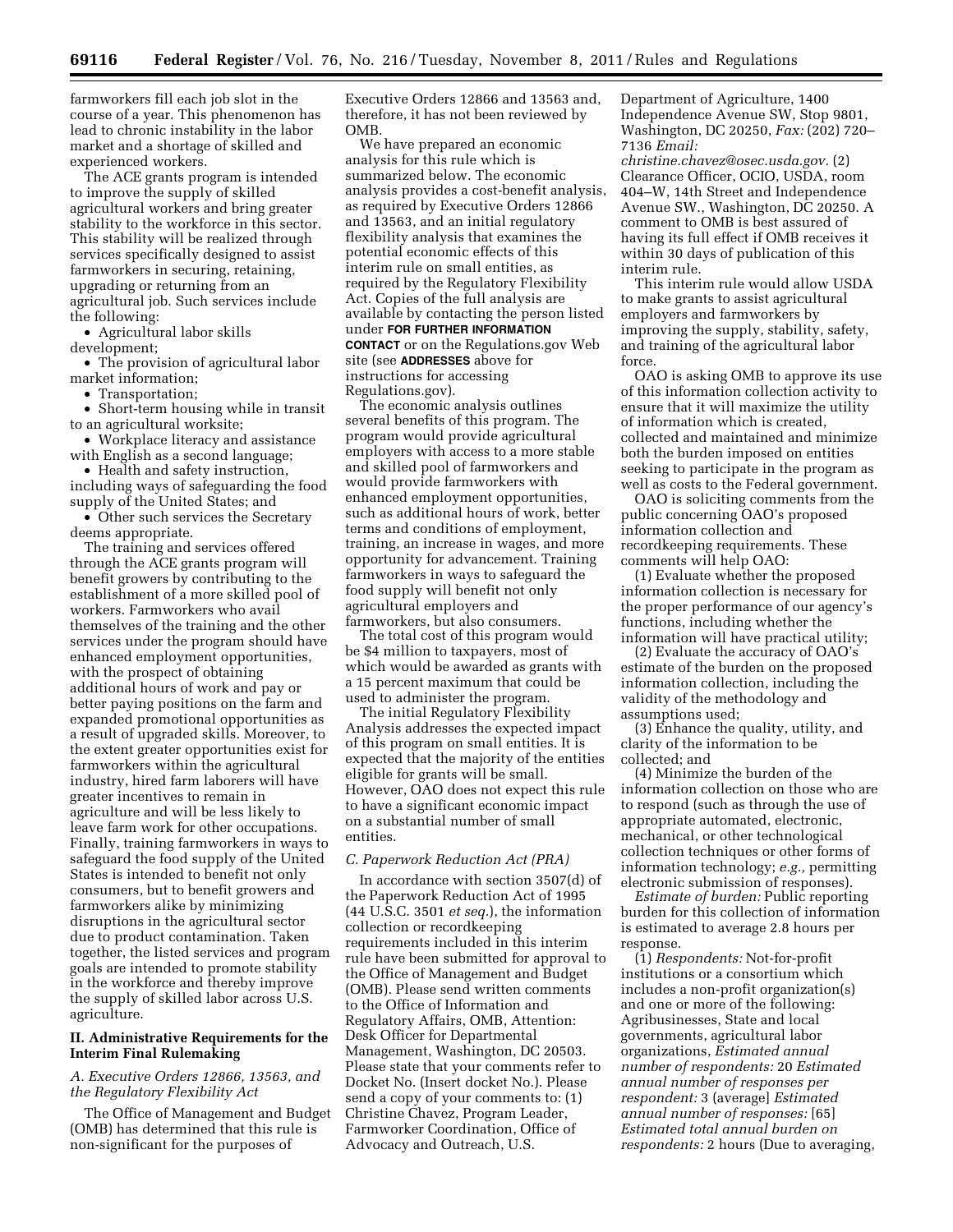farmworkers fill each job slot in the course of a year. This phenomenon has lead to chronic instability in the labor market and a shortage of skilled and experienced workers.

The ACE grants program is intended to improve the supply of skilled agricultural workers and bring greater stability to the workforce in this sector. This stability will be realized through services specifically designed to assist farmworkers in securing, retaining, upgrading or returning from an agricultural job. Such services include the following:

- Agricultural labor skills development;
- The provision of agricultural labor market information;
- Transportation;
- Short-term housing while in transit to an agricultural worksite;
- Workplace literacy and assistance with English as a second language;
- Health and safety instruction, including ways of safeguarding the food supply of the United States; and
- Other such services the Secretary deems appropriate.

The training and services offered through the ACE grants program will benefit growers by contributing to the establishment of a more skilled pool of workers. Farmworkers who avail themselves of the training and the other services under the program should have enhanced employment opportunities, with the prospect of obtaining additional hours of work and pay or better paying positions on the farm and expanded promotional opportunities as a result of upgraded skills. Moreover, to the extent greater opportunities exist for farmworkers within the agricultural industry, hired farm laborers will have greater incentives to remain in agriculture and will be less likely to leave farm work for other occupations. Finally, training farmworkers in ways to safeguard the food supply of the United States is intended to benefit not only consumers, but to benefit growers and farmworkers alike by minimizing disruptions in the agricultural sector due to product contamination. Taken together, the listed services and program goals are intended to promote stability in the workforce and thereby improve the supply of skilled labor across U.S. agriculture.

## II. Administrative Requirements for the Interim Final Rulemaking

### *A. Executive Orders 12866, 13563, and the Regulatory Flexibility Act*

The Office of Management and Budget (OMB) has determined that this rule is non-significant for the purposes of Executive Orders 12866 and 13563 and, therefore, it has not been reviewed by OMB.

We have prepared an economic analysis for this rule which is summarized below. The economic analysis provides a cost-benefit analysis, as required by Executive Orders 12866 and 13563, and an initial regulatory flexibility analysis that examines the potential economic effects of this interim rule on small entities, as required by the Regulatory Flexibility Act. Copies of the full analysis are available by contacting the person listed under **FOR FURTHER INFORMATION CONTACT** or on the Regulations.gov Web site (see **ADDRESSES** above for instructions for accessing Regulations.gov).

The economic analysis outlines several benefits of this program. The program would provide agricultural employers with access to a more stable and skilled pool of farmworkers and would provide farmworkers with enhanced employment opportunities, such as additional hours of work, better terms and conditions of employment, training, an increase in wages, and more opportunity for advancement. Training farmworkers in ways to safeguard the food supply will benefit not only agricultural employers and farmworkers, but also consumers.

The total cost of this program would be $4 million to taxpayers, most of which would be awarded as grants with a 15 percent maximum that could be used to administer the program.

The initial Regulatory Flexibility Analysis addresses the expected impact of this program on small entities. It is expected that the majority of the entities eligible for grants will be small. However, OAO does not expect this rule to have a significant economic impact on a substantial number of small entities.

### *C. Paperwork Reduction Act (PRA)*

In accordance with section 3507(d) of the Paperwork Reduction Act of 1995 (44 U.S.C. 3501 *et seq.*), the information collection or recordkeeping requirements included in this interim rule have been submitted for approval to the Office of Management and Budget (OMB). Please send written comments to the Office of Information and Regulatory Affairs, OMB, Attention: Desk Officer for Departmental Management, Washington, DC 20503. Please state that your comments refer to Docket No. (Insert docket No.). Please send a copy of your comments to: (1) Christine Chavez, Program Leader, Farmworker Coordination, Office of Advocacy and Outreach, U.S. Department of Agriculture, 1400 Independence Avenue SW, Stop 9801, Washington, DC 20250, *Fax:* (202) 720–7136 *Email: christine.chavez@osec.usda.gov.* (2) Clearance Officer, OCIO, USDA, room 404–W, 14th Street and Independence Avenue SW., Washington, DC 20250. A comment to OMB is best assured of having its full effect if OMB receives it within 30 days of publication of this interim rule.

This interim rule would allow USDA to make grants to assist agricultural employers and farmworkers by improving the supply, stability, safety, and training of the agricultural labor force.

OAO is asking OMB to approve its use of this information collection activity to ensure that it will maximize the utility of information which is created, collected and maintained and minimize both the burden imposed on entities seeking to participate in the program as well as costs to the Federal government.

OAO is soliciting comments from the public concerning OAO's proposed information collection and recordkeeping requirements. These comments will help OAO:

(1) Evaluate whether the proposed information collection is necessary for the proper performance of our agency's functions, including whether the information will have practical utility;

(2) Evaluate the accuracy of OAO's estimate of the burden on the proposed information collection, including the validity of the methodology and assumptions used;

(3) Enhance the quality, utility, and clarity of the information to be collected; and

(4) Minimize the burden of the information collection on those who are to respond (such as through the use of appropriate automated, electronic, mechanical, or other technological collection techniques or other forms of information technology; *e.g.,* permitting electronic submission of responses).

*Estimate of burden:* Public reporting burden for this collection of information is estimated to average 2.8 hours per response.

(1) *Respondents:* Not-for-profit institutions or a consortium which includes a non-profit organization(s) and one or more of the following: Agribusinesses, State and local governments, agricultural labor organizations, *Estimated annual number of respondents:* 20 *Estimated annual number of responses per respondent:* 3 (average] *Estimated annual number of responses:* [65] *Estimated total annual burden on respondents:* 2 hours (Due to averaging,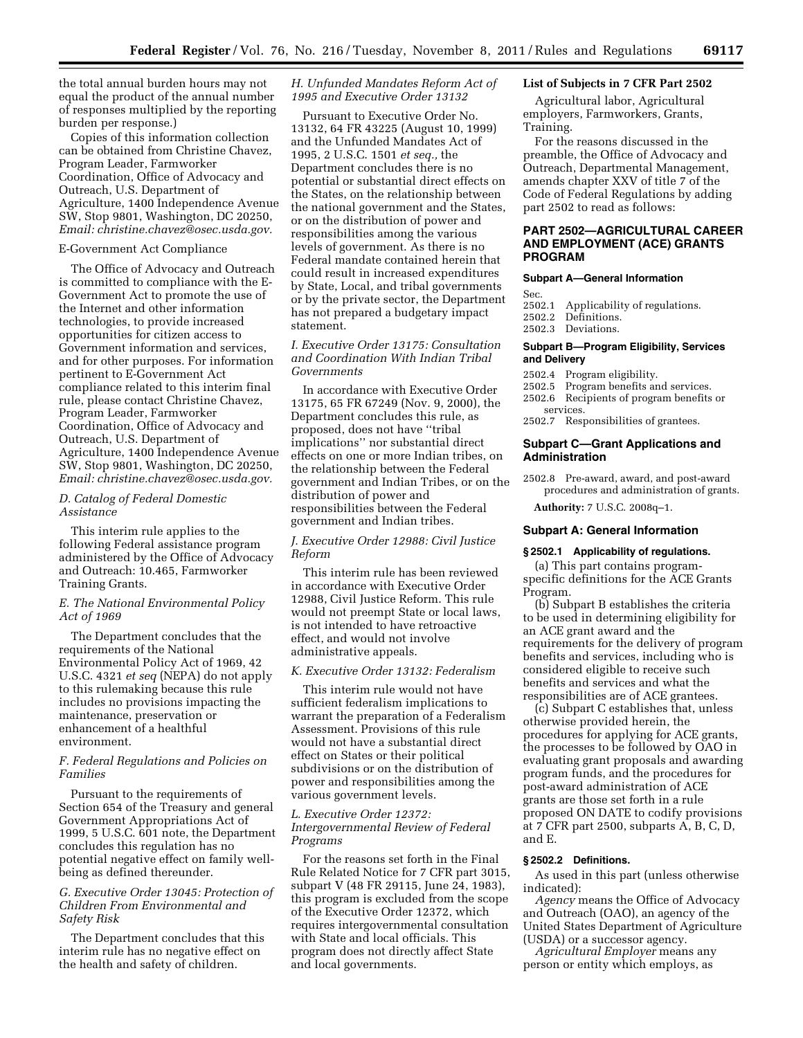the total annual burden hours may not equal the product of the annual number of responses multiplied by the reporting burden per response.)

Copies of this information collection can be obtained from Christine Chavez, Program Leader, Farmworker Coordination, Office of Advocacy and Outreach, U.S. Department of Agriculture, 1400 Independence Avenue SW, Stop 9801, Washington, DC 20250, *Email: christine.chavez@osec.usda.gov.*

E-Government Act Compliance

The Office of Advocacy and Outreach is committed to compliance with the E-Government Act to promote the use of the Internet and other information technologies, to provide increased opportunities for citizen access to Government information and services, and for other purposes. For information pertinent to E-Government Act compliance related to this interim final rule, please contact Christine Chavez, Program Leader, Farmworker Coordination, Office of Advocacy and Outreach, U.S. Department of Agriculture, 1400 Independence Avenue SW, Stop 9801, Washington, DC 20250, *Email: christine.chavez@osec.usda.gov.*

### *D. Catalog of Federal Domestic Assistance*

This interim rule applies to the following Federal assistance program administered by the Office of Advocacy and Outreach: 10.465, Farmworker Training Grants.

### *E. The National Environmental Policy Act of 1969*

The Department concludes that the requirements of the National Environmental Policy Act of 1969, 42 U.S.C. 4321 *et seq* (NEPA) do not apply to this rulemaking because this rule includes no provisions impacting the maintenance, preservation or enhancement of a healthful environment.

### *F. Federal Regulations and Policies on Families*

Pursuant to the requirements of Section 654 of the Treasury and general Government Appropriations Act of 1999, 5 U.S.C. 601 note, the Department concludes this regulation has no potential negative effect on family well-being as defined thereunder.

### *G. Executive Order 13045: Protection of Children From Environmental and Safety Risk*

The Department concludes that this interim rule has no negative effect on the health and safety of children.

### *H. Unfunded Mandates Reform Act of 1995 and Executive Order 13132*

Pursuant to Executive Order No. 13132, 64 FR 43225 (August 10, 1999) and the Unfunded Mandates Act of 1995, 2 U.S.C. 1501 *et seq.,* the Department concludes there is no potential or substantial direct effects on the States, on the relationship between the national government and the States, or on the distribution of power and responsibilities among the various levels of government. As there is no Federal mandate contained herein that could result in increased expenditures by State, Local, and tribal governments or by the private sector, the Department has not prepared a budgetary impact statement.

### *I. Executive Order 13175: Consultation and Coordination With Indian Tribal Governments*

In accordance with Executive Order 13175, 65 FR 67249 (Nov. 9, 2000), the Department concludes this rule, as proposed, does not have ''tribal implications'' nor substantial direct effects on one or more Indian tribes, on the relationship between the Federal government and Indian Tribes, or on the distribution of power and responsibilities between the Federal government and Indian tribes.

### *J. Executive Order 12988: Civil Justice Reform*

This interim rule has been reviewed in accordance with Executive Order 12988, Civil Justice Reform. This rule would not preempt State or local laws, is not intended to have retroactive effect, and would not involve administrative appeals.

### *K. Executive Order 13132: Federalism*

This interim rule would not have sufficient federalism implications to warrant the preparation of a Federalism Assessment. Provisions of this rule would not have a substantial direct effect on States or their political subdivisions or on the distribution of power and responsibilities among the various government levels.

### *L. Executive Order 12372: Intergovernmental Review of Federal Programs*

For the reasons set forth in the Final Rule Related Notice for 7 CFR part 3015, subpart V (48 FR 29115, June 24, 1983), this program is excluded from the scope of the Executive Order 12372, which requires intergovernmental consultation with State and local officials. This program does not directly affect State and local governments.

### List of Subjects in 7 CFR Part 2502

Agricultural labor, Agricultural employers, Farmworkers, Grants, Training.

For the reasons discussed in the preamble, the Office of Advocacy and Outreach, Departmental Management, amends chapter XXV of title 7 of the Code of Federal Regulations by adding part 2502 to read as follows:

## PART 2502—AGRICULTURAL CAREER AND EMPLOYMENT (ACE) GRANTS PROGRAM

#### Subpart A—General Information

Sec.
2502.1 Applicability of regulations.
2502.2 Definitions.
2502.3 Deviations.

#### Subpart B—Program Eligibility, Services and Delivery

2502.4 Program eligibility.
2502.5 Program benefits and services.
2502.6 Recipients of program benefits or services.
2502.7 Responsibilities of grantees.

#### Subpart C—Grant Applications and Administration

2502.8 Pre-award, award, and post-award procedures and administration of grants.

**Authority:** 7 U.S.C. 2008q–1.

### Subpart A: General Information

#### § 2502.1 Applicability of regulations.

(a) This part contains program-specific definitions for the ACE Grants Program.

(b) Subpart B establishes the criteria to be used in determining eligibility for an ACE grant award and the requirements for the delivery of program benefits and services, including who is considered eligible to receive such benefits and services and what the responsibilities are of ACE grantees.

(c) Subpart C establishes that, unless otherwise provided herein, the procedures for applying for ACE grants, the processes to be followed by OAO in evaluating grant proposals and awarding program funds, and the procedures for post-award administration of ACE grants are those set forth in a rule proposed ON DATE to codify provisions at 7 CFR part 2500, subparts A, B, C, D, and E.

#### § 2502.2 Definitions.

As used in this part (unless otherwise indicated):

*Agency* means the Office of Advocacy and Outreach (OAO), an agency of the United States Department of Agriculture (USDA) or a successor agency.

*Agricultural Employer* means any person or entity which employs, as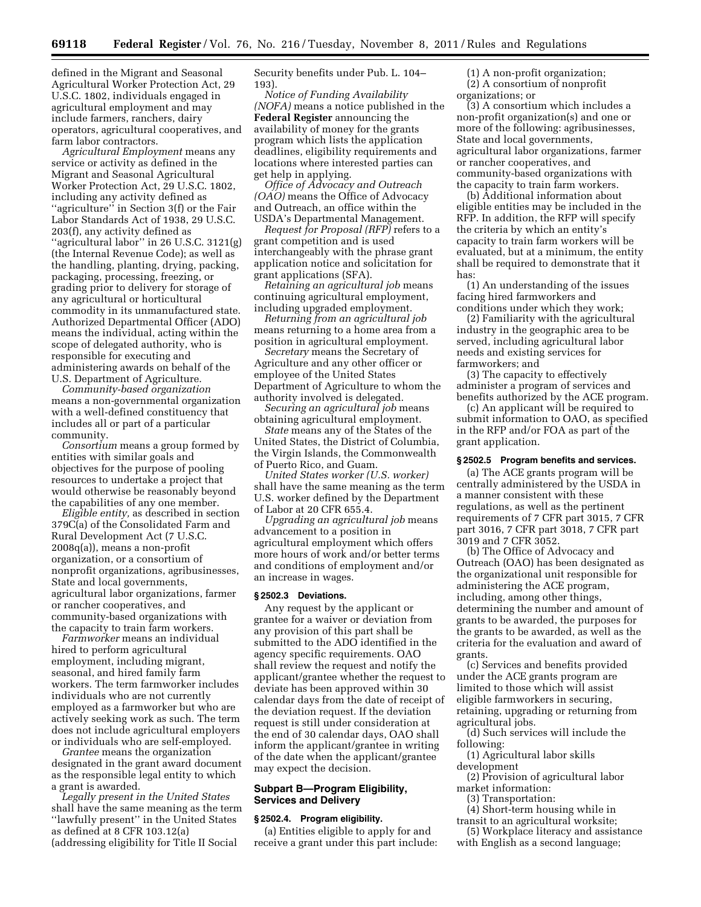defined in the Migrant and Seasonal Agricultural Worker Protection Act, 29 U.S.C. 1802, individuals engaged in agricultural employment and may include farmers, ranchers, dairy operators, agricultural cooperatives, and farm labor contractors.

*Agricultural Employment* means any service or activity as defined in the Migrant and Seasonal Agricultural Worker Protection Act, 29 U.S.C. 1802, including any activity defined as ''agriculture'' in Section 3(f) or the Fair Labor Standards Act of 1938, 29 U.S.C. 203(f), any activity defined as ''agricultural labor'' in 26 U.S.C. 3121(g) (the Internal Revenue Code); as well as the handling, planting, drying, packing, packaging, processing, freezing, or grading prior to delivery for storage of any agricultural or horticultural commodity in its unmanufactured state. Authorized Departmental Officer (ADO) means the individual, acting within the scope of delegated authority, who is responsible for executing and administering awards on behalf of the U.S. Department of Agriculture.

*Community-based organization* means a non-governmental organization with a well-defined constituency that includes all or part of a particular community.

*Consortium* means a group formed by entities with similar goals and objectives for the purpose of pooling resources to undertake a project that would otherwise be reasonably beyond the capabilities of any one member.

*Eligible entity,* as described in section 379C(a) of the Consolidated Farm and Rural Development Act (7 U.S.C. 2008q(a)), means a non-profit organization, or a consortium of nonprofit organizations, agribusinesses, State and local governments, agricultural labor organizations, farmer or rancher cooperatives, and community-based organizations with the capacity to train farm workers.

*Farmworker* means an individual hired to perform agricultural employment, including migrant, seasonal, and hired family farm workers. The term farmworker includes individuals who are not currently employed as a farmworker but who are actively seeking work as such. The term does not include agricultural employers or individuals who are self-employed.

*Grantee* means the organization designated in the grant award document as the responsible legal entity to which a grant is awarded.

*Legally present in the United States* shall have the same meaning as the term ''lawfully present'' in the United States as defined at 8 CFR 103.12(a) (addressing eligibility for Title II Social Security benefits under Pub. L. 104–193).

*Notice of Funding Availability (NOFA)* means a notice published in the **Federal Register** announcing the availability of money for the grants program which lists the application deadlines, eligibility requirements and locations where interested parties can get help in applying.

*Office of Advocacy and Outreach (OAO)* means the Office of Advocacy and Outreach, an office within the USDA's Departmental Management.

*Request for Proposal (RFP)* refers to a grant competition and is used interchangeably with the phrase grant application notice and solicitation for grant applications (SFA).

*Retaining an agricultural job* means continuing agricultural employment, including upgraded employment.

*Returning from an agricultural job* means returning to a home area from a position in agricultural employment.

*Secretary* means the Secretary of Agriculture and any other officer or employee of the United States Department of Agriculture to whom the authority involved is delegated.

*Securing an agricultural job* means obtaining agricultural employment.

*State* means any of the States of the United States, the District of Columbia, the Virgin Islands, the Commonwealth of Puerto Rico, and Guam.

*United States worker (U.S. worker)* shall have the same meaning as the term U.S. worker defined by the Department of Labor at 20 CFR 655.4.

*Upgrading an agricultural job* means advancement to a position in agricultural employment which offers more hours of work and/or better terms and conditions of employment and/or an increase in wages.

### § 2502.3 Deviations.

Any request by the applicant or grantee for a waiver or deviation from any provision of this part shall be submitted to the ADO identified in the agency specific requirements. OAO shall review the request and notify the applicant/grantee whether the request to deviate has been approved within 30 calendar days from the date of receipt of the deviation request. If the deviation request is still under consideration at the end of 30 calendar days, OAO shall inform the applicant/grantee in writing of the date when the applicant/grantee may expect the decision.

## Subpart B—Program Eligibility, Services and Delivery

### § 2502.4. Program eligibility.

(a) Entities eligible to apply for and receive a grant under this part include:

(1) A non-profit organization;

(2) A consortium of nonprofit organizations; or

(3) A consortium which includes a non-profit organization(s) and one or more of the following: agribusinesses, State and local governments, agricultural labor organizations, farmer or rancher cooperatives, and community-based organizations with the capacity to train farm workers.

(b) Additional information about eligible entities may be included in the RFP. In addition, the RFP will specify the criteria by which an entity's capacity to train farm workers will be evaluated, but at a minimum, the entity shall be required to demonstrate that it has:

(1) An understanding of the issues facing hired farmworkers and conditions under which they work;

(2) Familiarity with the agricultural industry in the geographic area to be served, including agricultural labor needs and existing services for farmworkers; and

(3) The capacity to effectively administer a program of services and benefits authorized by the ACE program.

(c) An applicant will be required to submit information to OAO, as specified in the RFP and/or FOA as part of the grant application.

### § 2502.5 Program benefits and services.

(a) The ACE grants program will be centrally administered by the USDA in a manner consistent with these regulations, as well as the pertinent requirements of 7 CFR part 3015, 7 CFR part 3016, 7 CFR part 3018, 7 CFR part 3019 and 7 CFR 3052.

(b) The Office of Advocacy and Outreach (OAO) has been designated as the organizational unit responsible for administering the ACE program, including, among other things, determining the number and amount of grants to be awarded, the purposes for the grants to be awarded, as well as the criteria for the evaluation and award of grants.

(c) Services and benefits provided under the ACE grants program are limited to those which will assist eligible farmworkers in securing, retaining, upgrading or returning from agricultural jobs.

(d) Such services will include the following:

(1) Agricultural labor skills development

(2) Provision of agricultural labor market information:

(3) Transportation:

(4) Short-term housing while in transit to an agricultural worksite;

(5) Workplace literacy and assistance with English as a second language;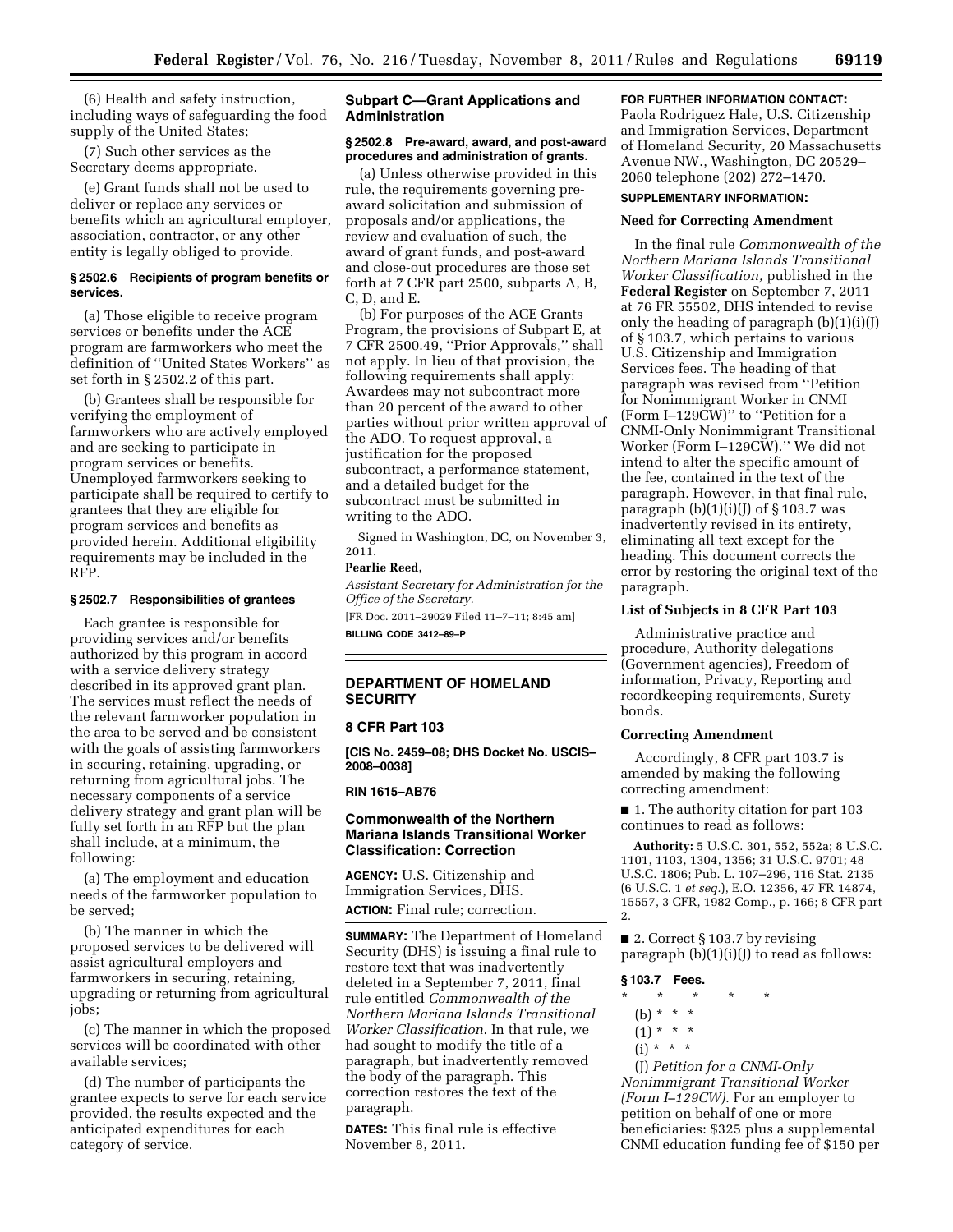(6) Health and safety instruction, including ways of safeguarding the food supply of the United States;

(7) Such other services as the Secretary deems appropriate.

(e) Grant funds shall not be used to deliver or replace any services or benefits which an agricultural employer, association, contractor, or any other entity is legally obliged to provide.

### § 2502.6 Recipients of program benefits or services.

(a) Those eligible to receive program services or benefits under the ACE program are farmworkers who meet the definition of ''United States Workers'' as set forth in § 2502.2 of this part.

(b) Grantees shall be responsible for verifying the employment of farmworkers who are actively employed and are seeking to participate in program services or benefits. Unemployed farmworkers seeking to participate shall be required to certify to grantees that they are eligible for program services and benefits as provided herein. Additional eligibility requirements may be included in the RFP.

### § 2502.7 Responsibilities of grantees

Each grantee is responsible for providing services and/or benefits authorized by this program in accord with a service delivery strategy described in its approved grant plan. The services must reflect the needs of the relevant farmworker population in the area to be served and be consistent with the goals of assisting farmworkers in securing, retaining, upgrading, or returning from agricultural jobs. The necessary components of a service delivery strategy and grant plan will be fully set forth in an RFP but the plan shall include, at a minimum, the following:

(a) The employment and education needs of the farmworker population to be served;

(b) The manner in which the proposed services to be delivered will assist agricultural employers and farmworkers in securing, retaining, upgrading or returning from agricultural jobs;

(c) The manner in which the proposed services will be coordinated with other available services;

(d) The number of participants the grantee expects to serve for each service provided, the results expected and the anticipated expenditures for each category of service.

## Subpart C—Grant Applications and Administration

### § 2502.8 Pre-award, award, and post-award procedures and administration of grants.

(a) Unless otherwise provided in this rule, the requirements governing pre-award solicitation and submission of proposals and/or applications, the review and evaluation of such, the award of grant funds, and post-award and close-out procedures are those set forth at 7 CFR part 2500, subparts A, B, C, D, and E.

(b) For purposes of the ACE Grants Program, the provisions of Subpart E, at 7 CFR 2500.49, ''Prior Approvals,'' shall not apply. In lieu of that provision, the following requirements shall apply: Awardees may not subcontract more than 20 percent of the award to other parties without prior written approval of the ADO. To request approval, a justification for the proposed subcontract, a performance statement, and a detailed budget for the subcontract must be submitted in writing to the ADO.

Signed in Washington, DC, on November 3, 2011.

**Pearlie Reed,**

*Assistant Secretary for Administration for the Office of the Secretary.*

[FR Doc. 2011–29029 Filed 11–7–11; 8:45 am]

**BILLING CODE 3412–89–P**

---

## DEPARTMENT OF HOMELAND SECURITY

### 8 CFR Part 103

**[CIS No. 2459–08; DHS Docket No. USCIS–2008–0038]**

**RIN 1615–AB76**

## Commonwealth of the Northern Mariana Islands Transitional Worker Classification: Correction

**AGENCY:** U.S. Citizenship and Immigration Services, DHS.

**ACTION:** Final rule; correction.

**SUMMARY:** The Department of Homeland Security (DHS) is issuing a final rule to restore text that was inadvertently deleted in a September 7, 2011, final rule entitled *Commonwealth of the Northern Mariana Islands Transitional Worker Classification*. In that rule, we had sought to modify the title of a paragraph, but inadvertently removed the body of the paragraph. This correction restores the text of the paragraph.

**DATES:** This final rule is effective November 8, 2011.

**FOR FURTHER INFORMATION CONTACT:** Paola Rodriguez Hale, U.S. Citizenship and Immigration Services, Department of Homeland Security, 20 Massachusetts Avenue NW., Washington, DC 20529–2060 telephone (202) 272–1470.

**SUPPLEMENTARY INFORMATION:**

### Need for Correcting Amendment

In the final rule *Commonwealth of the Northern Mariana Islands Transitional Worker Classification,* published in the **Federal Register** on September 7, 2011 at 76 FR 55502, DHS intended to revise only the heading of paragraph (b)(1)(i)(J) of § 103.7, which pertains to various U.S. Citizenship and Immigration Services fees. The heading of that paragraph was revised from ''Petition for Nonimmigrant Worker in CNMI (Form I–129CW)'' to ''Petition for a CNMI-Only Nonimmigrant Transitional Worker (Form I–129CW).'' We did not intend to alter the specific amount of the fee, contained in the text of the paragraph. However, in that final rule, paragraph (b)(1)(i)(J) of § 103.7 was inadvertently revised in its entirety, eliminating all text except for the heading. This document corrects the error by restoring the original text of the paragraph.

### List of Subjects in 8 CFR Part 103

Administrative practice and procedure, Authority delegations (Government agencies), Freedom of information, Privacy, Reporting and recordkeeping requirements, Surety bonds.

### Correcting Amendment

Accordingly, 8 CFR part 103.7 is amended by making the following correcting amendment:

■ 1. The authority citation for part 103 continues to read as follows:

**Authority:** 5 U.S.C. 301, 552, 552a; 8 U.S.C. 1101, 1103, 1304, 1356; 31 U.S.C. 9701; 48 U.S.C. 1806; Pub. L. 107–296, 116 Stat. 2135 (6 U.S.C. 1 *et seq.*), E.O. 12356, 47 FR 14874, 15557, 3 CFR, 1982 Comp., p. 166; 8 CFR part 2.

■ 2. Correct § 103.7 by revising paragraph (b)(1)(i)(J) to read as follows:

### § 103.7 Fees.

\* \* \* \* \*

(b) \* \* \*

(1) \* \* \*

(i) \* \* \*

(J) *Petition for a CNMI-Only Nonimmigrant Transitional Worker (Form I–129CW).* For an employer to petition on behalf of one or more beneficiaries: $325 plus a supplemental CNMI education funding fee of $150 per